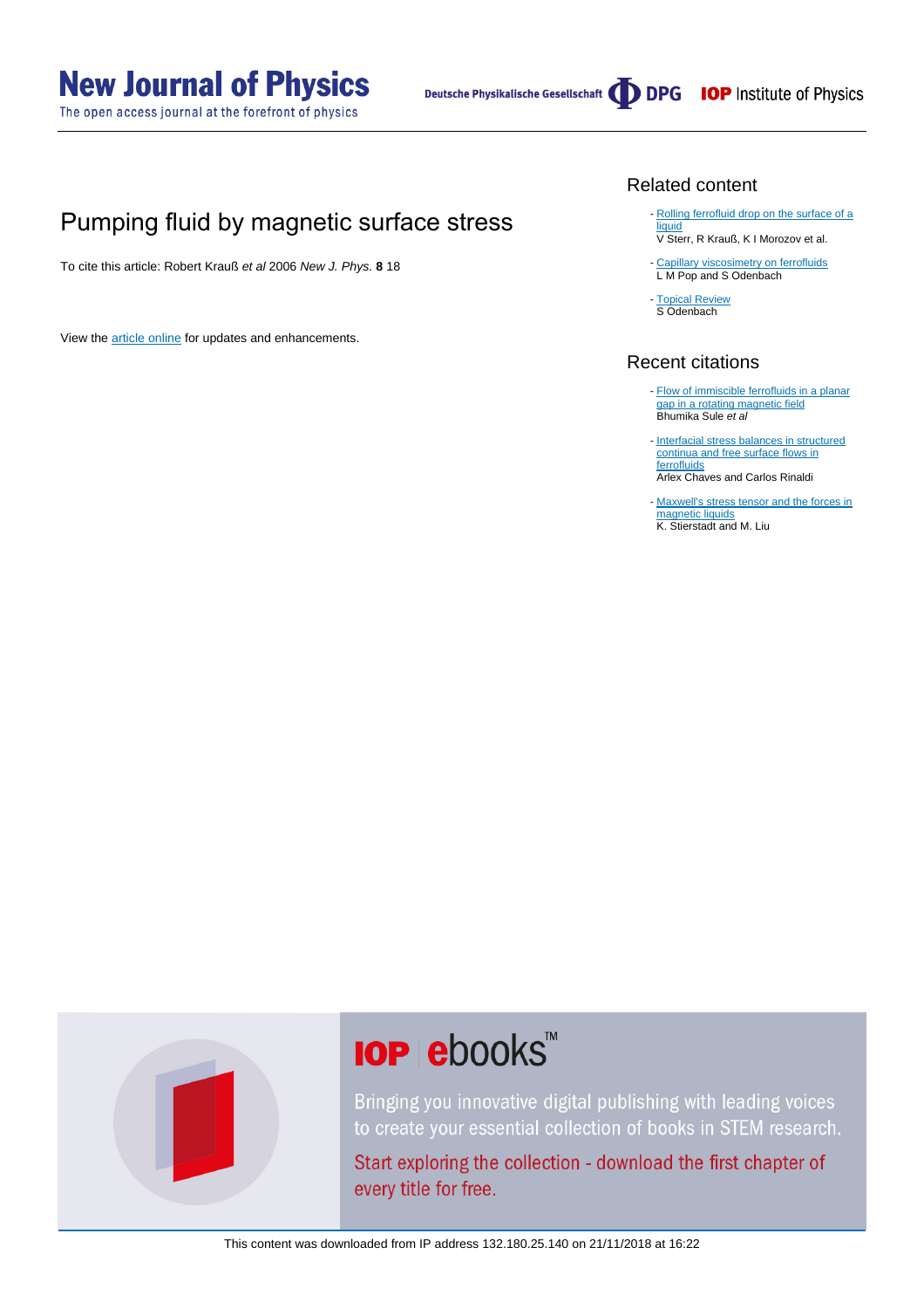# Pumping fluid by magnetic surface stress

To cite this article: Robert Krauß *et al* 2006 *New J. Phys.* **8** 18

View the article online for updates and enhancements.

## Related content

- Rolling ferrofluid drop on the surface of a liquid  
  V Sterr, R Krauß, K I Morozov et al.

- Capillary viscosimetry on ferrofluids  
  L M Pop and S Odenbach

- Topical Review  
  S Odenbach

## Recent citations

- Flow of immiscible ferrofluids in a planar gap in a rotating magnetic field  
  Bhumika Sule *et al*

- Interfacial stress balances in structured continua and free surface flows in ferrofluids  
  Arlex Chaves and Carlos Rinaldi

- Maxwell's stress tensor and the forces in magnetic liquids  
  K. Stierstadt and M. Liu

This content was downloaded from IP address 132.180.25.140 on 21/11/2018 at 16:22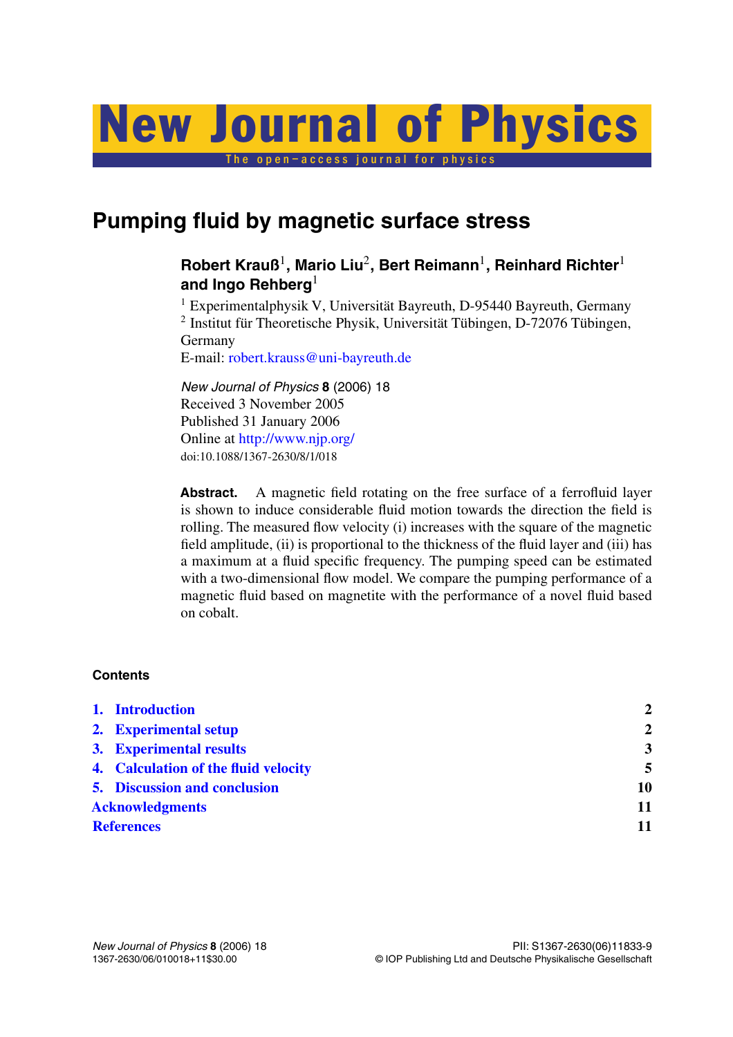# Pumping fluid by magnetic surface stress

**Robert Krauß[1], Mario Liu[2], Bert Reimann[1], Reinhard Richter[1] and Ingo Rehberg[1]**

[1] Experimentalphysik V, Universität Bayreuth, D-95440 Bayreuth, Germany
[2] Institut für Theoretische Physik, Universität Tübingen, D-72076 Tübingen, Germany
E-mail: robert.krauss@uni-bayreuth.de

*New Journal of Physics* **8** (2006) 18
Received 3 November 2005
Published 31 January 2006
Online at http://www.njp.org/
doi:10.1088/1367-2630/8/1/018

**Abstract.** A magnetic field rotating on the free surface of a ferrofluid layer is shown to induce considerable fluid motion towards the direction the field is rolling. The measured flow velocity (i) increases with the square of the magnetic field amplitude, (ii) is proportional to the thickness of the fluid layer and (iii) has a maximum at a fluid specific frequency. The pumping speed can be estimated with a two-dimensional flow model. We compare the pumping performance of a magnetic fluid based on magnetite with the performance of a novel fluid based on cobalt.

**Contents**

| | |
|---|---|
| 1. Introduction | 2 |
| 2. Experimental setup | 2 |
| 3. Experimental results | 3 |
| 4. Calculation of the fluid velocity | 5 |
| 5. Discussion and conclusion | 10 |
| Acknowledgments | 11 |
| References | 11 |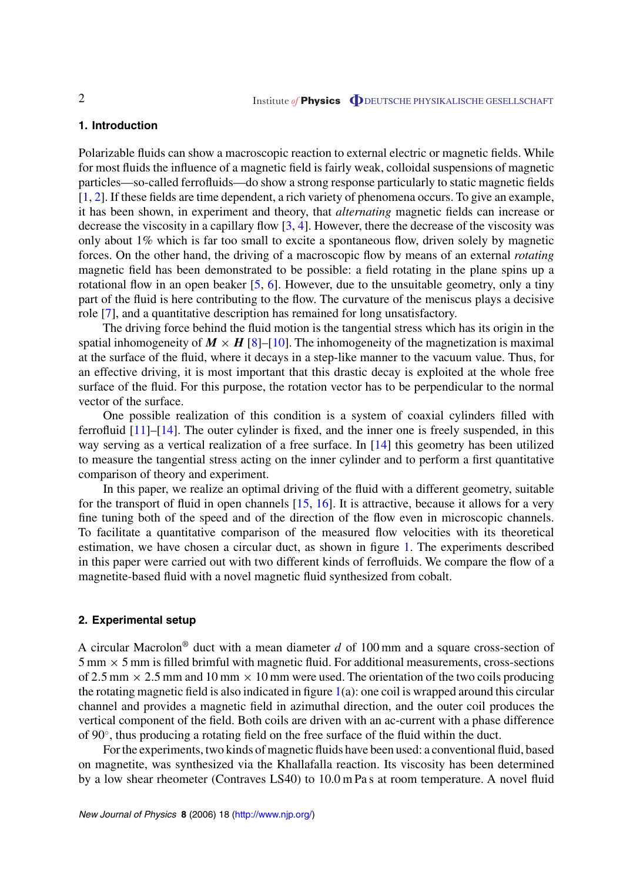## 1. Introduction

Polarizable fluids can show a macroscopic reaction to external electric or magnetic fields. While for most fluids the influence of a magnetic field is fairly weak, colloidal suspensions of magnetic particles—so-called ferrofluids—do show a strong response particularly to static magnetic fields [1, 2]. If these fields are time dependent, a rich variety of phenomena occurs. To give an example, it has been shown, in experiment and theory, that *alternating* magnetic fields can increase or decrease the viscosity in a capillary flow [3, 4]. However, there the decrease of the viscosity was only about 1% which is far too small to excite a spontaneous flow, driven solely by magnetic forces. On the other hand, the driving of a macroscopic flow by means of an external *rotating* magnetic field has been demonstrated to be possible: a field rotating in the plane spins up a rotational flow in an open beaker [5, 6]. However, due to the unsuitable geometry, only a tiny part of the fluid is here contributing to the flow. The curvature of the meniscus plays a decisive role [7], and a quantitative description has remained for long unsatisfactory.

The driving force behind the fluid motion is the tangential stress which has its origin in the spatial inhomogeneity of $\boldsymbol{M} \times \boldsymbol{H}$ [8]–[10]. The inhomogeneity of the magnetization is maximal at the surface of the fluid, where it decays in a step-like manner to the vacuum value. Thus, for an effective driving, it is most important that this drastic decay is exploited at the whole free surface of the fluid. For this purpose, the rotation vector has to be perpendicular to the normal vector of the surface.

One possible realization of this condition is a system of coaxial cylinders filled with ferrofluid [11]–[14]. The outer cylinder is fixed, and the inner one is freely suspended, in this way serving as a vertical realization of a free surface. In [14] this geometry has been utilized to measure the tangential stress acting on the inner cylinder and to perform a first quantitative comparison of theory and experiment.

In this paper, we realize an optimal driving of the fluid with a different geometry, suitable for the transport of fluid in open channels [15, 16]. It is attractive, because it allows for a very fine tuning both of the speed and of the direction of the flow even in microscopic channels. To facilitate a quantitative comparison of the measured flow velocities with its theoretical estimation, we have chosen a circular duct, as shown in figure 1. The experiments described in this paper were carried out with two different kinds of ferrofluids. We compare the flow of a magnetite-based fluid with a novel magnetic fluid synthesized from cobalt.

## 2. Experimental setup

A circular Macrolon® duct with a mean diameter $d$ of 100 mm and a square cross-section of 5 mm × 5 mm is filled brimful with magnetic fluid. For additional measurements, cross-sections of 2.5 mm × 2.5 mm and 10 mm × 10 mm were used. The orientation of the two coils producing the rotating magnetic field is also indicated in figure 1(a): one coil is wrapped around this circular channel and provides a magnetic field in azimuthal direction, and the outer coil produces the vertical component of the field. Both coils are driven with an ac-current with a phase difference of 90°, thus producing a rotating field on the free surface of the fluid within the duct.

For the experiments, two kinds of magnetic fluids have been used: a conventional fluid, based on magnetite, was synthesized via the Khallafalla reaction. Its viscosity has been determined by a low shear rheometer (Contraves LS40) to 10.0 m Pa s at room temperature. A novel fluid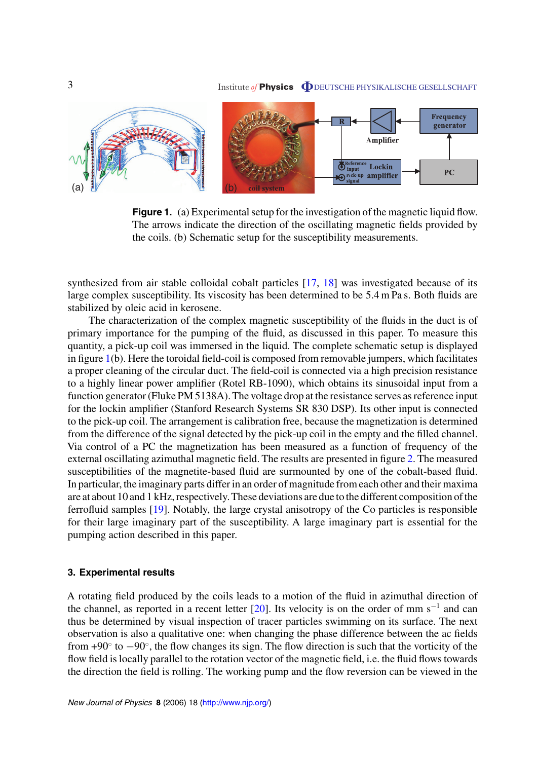**Figure 1.** (a) Experimental setup for the investigation of the magnetic liquid flow. The arrows indicate the direction of the oscillating magnetic fields provided by the coils. (b) Schematic setup for the susceptibility measurements.

synthesized from air stable colloidal cobalt particles [17, 18] was investigated because of its large complex susceptibility. Its viscosity has been determined to be 5.4 m Pa s. Both fluids are stabilized by oleic acid in kerosene.

The characterization of the complex magnetic susceptibility of the fluids in the duct is of primary importance for the pumping of the fluid, as discussed in this paper. To measure this quantity, a pick-up coil was immersed in the liquid. The complete schematic setup is displayed in figure 1(b). Here the toroidal field-coil is composed from removable jumpers, which facilitates a proper cleaning of the circular duct. The field-coil is connected via a high precision resistance to a highly linear power amplifier (Rotel RB-1090), which obtains its sinusoidal input from a function generator (Fluke PM 5138A). The voltage drop at the resistance serves as reference input for the lockin amplifier (Stanford Research Systems SR 830 DSP). Its other input is connected to the pick-up coil. The arrangement is calibration free, because the magnetization is determined from the difference of the signal detected by the pick-up coil in the empty and the filled channel. Via control of a PC the magnetization has been measured as a function of frequency of the external oscillating azimuthal magnetic field. The results are presented in figure 2. The measured susceptibilities of the magnetite-based fluid are surmounted by one of the cobalt-based fluid. In particular, the imaginary parts differ in an order of magnitude from each other and their maxima are at about 10 and 1 kHz, respectively. These deviations are due to the different composition of the ferrofluid samples [19]. Notably, the large crystal anisotropy of the Co particles is responsible for their large imaginary part of the susceptibility. A large imaginary part is essential for the pumping action described in this paper.

## 3. Experimental results

A rotating field produced by the coils leads to a motion of the fluid in azimuthal direction of the channel, as reported in a recent letter [20]. Its velocity is on the order of mm $s^{-1}$ and can thus be determined by visual inspection of tracer particles swimming on its surface. The next observation is also a qualitative one: when changing the phase difference between the ac fields from $+90^\circ$ to $-90^\circ$, the flow changes its sign. The flow direction is such that the vorticity of the flow field is locally parallel to the rotation vector of the magnetic field, i.e. the fluid flows towards the direction the field is rolling. The working pump and the flow reversion can be viewed in the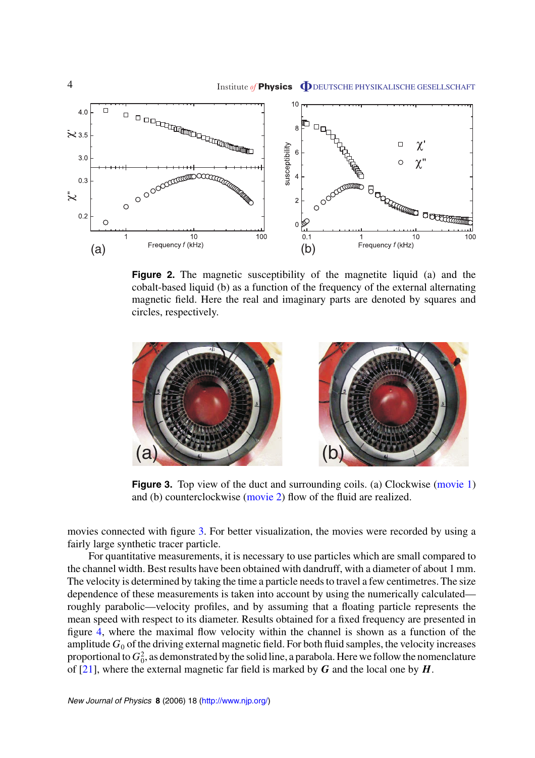**Figure 2.** The magnetic susceptibility of the magnetite liquid (a) and the cobalt-based liquid (b) as a function of the frequency of the external alternating magnetic field. Here the real and imaginary parts are denoted by squares and circles, respectively.

**Figure 3.** Top view of the duct and surrounding coils. (a) Clockwise (movie 1) and (b) counterclockwise (movie 2) flow of the fluid are realized.

movies connected with figure 3. For better visualization, the movies were recorded by using a fairly large synthetic tracer particle.

For quantitative measurements, it is necessary to use particles which are small compared to the channel width. Best results have been obtained with dandruff, with a diameter of about 1 mm. The velocity is determined by taking the time a particle needs to travel a few centimetres. The size dependence of these measurements is taken into account by using the numerically calculated—roughly parabolic—velocity profiles, and by assuming that a floating particle represents the mean speed with respect to its diameter. Results obtained for a fixed frequency are presented in figure 4, where the maximal flow velocity within the channel is shown as a function of the amplitude $G_0$ of the driving external magnetic field. For both fluid samples, the velocity increases proportional to $G_0^2$, as demonstrated by the solid line, a parabola. Here we follow the nomenclature of [21], where the external magnetic far field is marked by $\boldsymbol{G}$ and the local one by $\boldsymbol{H}$.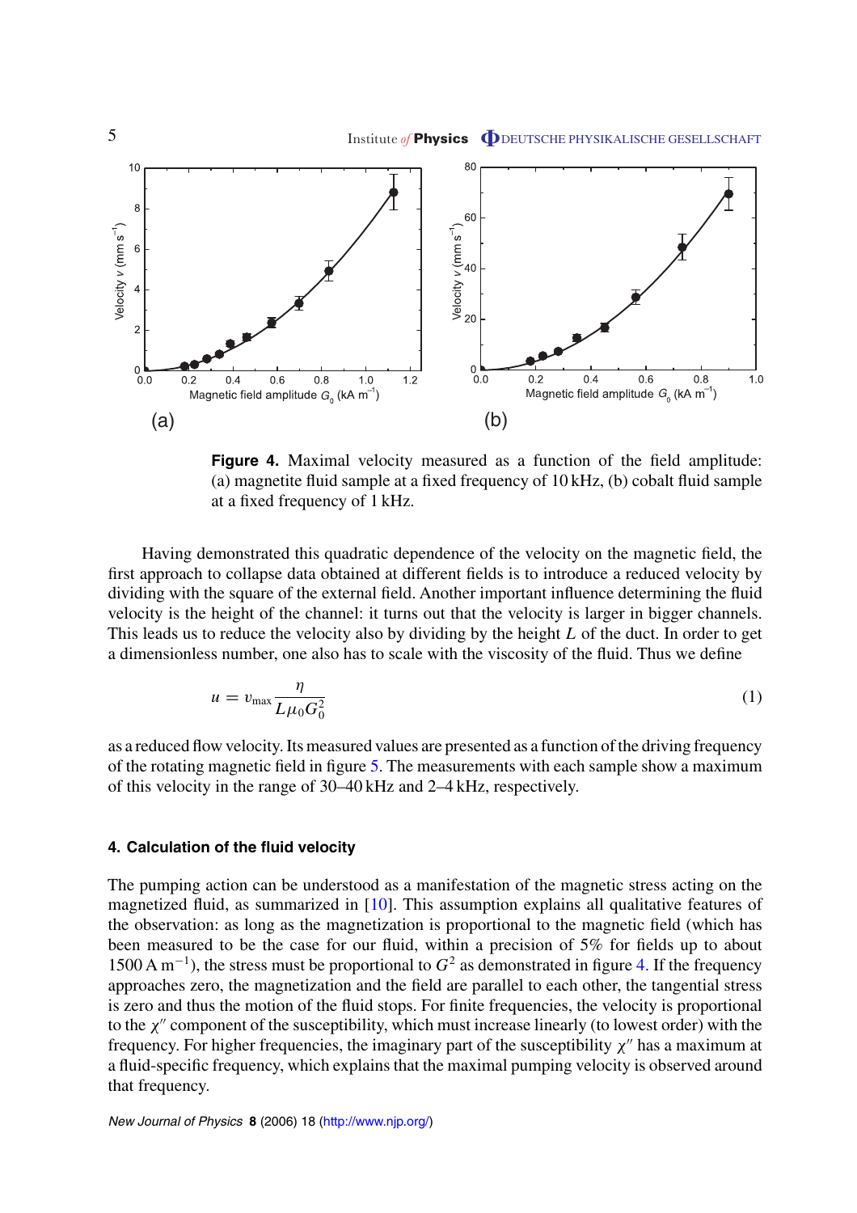**Figure 4.** Maximal velocity measured as a function of the field amplitude: (a) magnetite fluid sample at a fixed frequency of 10 kHz, (b) cobalt fluid sample at a fixed frequency of 1 kHz.

Having demonstrated this quadratic dependence of the velocity on the magnetic field, the first approach to collapse data obtained at different fields is to introduce a reduced velocity by dividing with the square of the external field. Another important influence determining the fluid velocity is the height of the channel: it turns out that the velocity is larger in bigger channels. This leads us to reduce the velocity also by dividing by the height $L$ of the duct. In order to get a dimensionless number, one also has to scale with the viscosity of the fluid. Thus we define

$$u = v_{\max} \frac{\eta}{L\mu_0 G_0^2} \tag{1}$$

as a reduced flow velocity. Its measured values are presented as a function of the driving frequency of the rotating magnetic field in figure 5. The measurements with each sample show a maximum of this velocity in the range of 30–40 kHz and 2–4 kHz, respectively.

### 4. Calculation of the fluid velocity

The pumping action can be understood as a manifestation of the magnetic stress acting on the magnetized fluid, as summarized in [10]. This assumption explains all qualitative features of the observation: as long as the magnetization is proportional to the magnetic field (which has been measured to be the case for our fluid, within a precision of 5% for fields up to about $1500\,\mathrm{A\,m^{-1}}$), the stress must be proportional to $G^2$ as demonstrated in figure 4. If the frequency approaches zero, the magnetization and the field are parallel to each other, the tangential stress is zero and thus the motion of the fluid stops. For finite frequencies, the velocity is proportional to the $\chi''$ component of the susceptibility, which must increase linearly (to lowest order) with the frequency. For higher frequencies, the imaginary part of the susceptibility $\chi''$ has a maximum at a fluid-specific frequency, which explains that the maximal pumping velocity is observed around that frequency.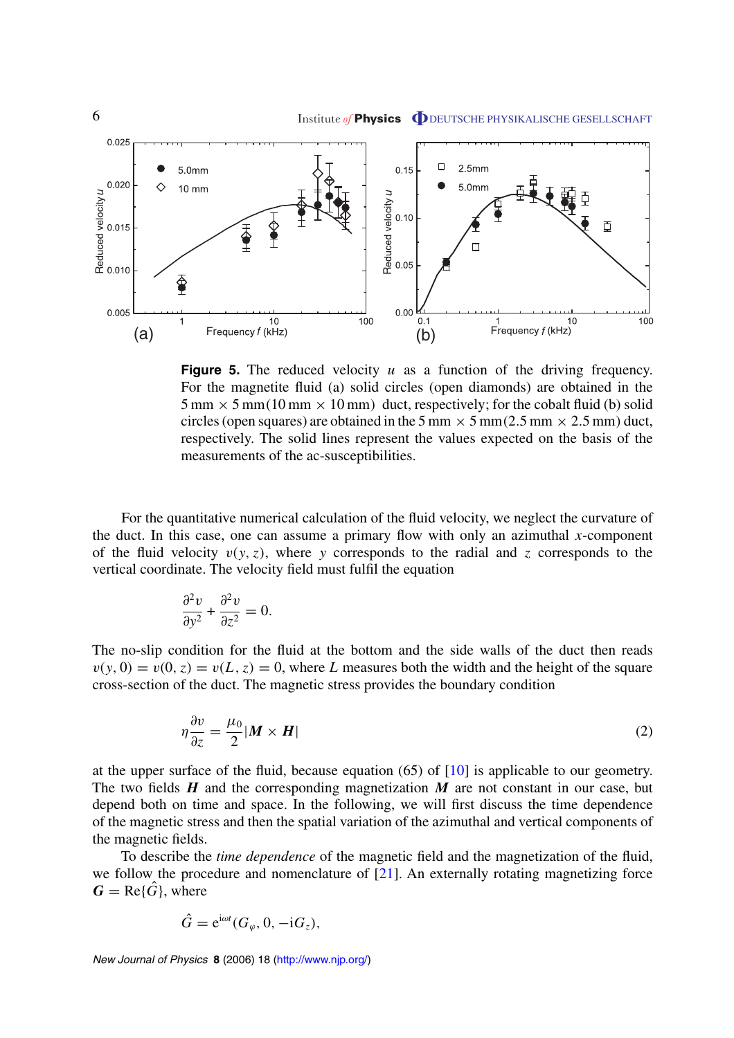**Figure 5.** The reduced velocity $u$ as a function of the driving frequency. For the magnetite fluid (a) solid circles (open diamonds) are obtained in the $5\,\mathrm{mm} \times 5\,\mathrm{mm}$ ($10\,\mathrm{mm} \times 10\,\mathrm{mm}$) duct, respectively; for the cobalt fluid (b) solid circles (open squares) are obtained in the $5\,\mathrm{mm} \times 5\,\mathrm{mm}$ ($2.5\,\mathrm{mm} \times 2.5\,\mathrm{mm}$) duct, respectively. The solid lines represent the values expected on the basis of the measurements of the ac-susceptibilities.

For the quantitative numerical calculation of the fluid velocity, we neglect the curvature of the duct. In this case, one can assume a primary flow with only an azimuthal $x$-component of the fluid velocity $v(y, z)$, where $y$ corresponds to the radial and $z$ corresponds to the vertical coordinate. The velocity field must fulfil the equation

$$\frac{\partial^2 v}{\partial y^2} + \frac{\partial^2 v}{\partial z^2} = 0.$$

The no-slip condition for the fluid at the bottom and the side walls of the duct then reads $v(y, 0) = v(0, z) = v(L, z) = 0$, where $L$ measures both the width and the height of the square cross-section of the duct. The magnetic stress provides the boundary condition

$$\eta \frac{\partial v}{\partial z} = \frac{\mu_0}{2} |\boldsymbol{M} \times \boldsymbol{H}| \tag{2}$$

at the upper surface of the fluid, because equation (65) of [10] is applicable to our geometry. The two fields $\boldsymbol{H}$ and the corresponding magnetization $\boldsymbol{M}$ are not constant in our case, but depend both on time and space. In the following, we will first discuss the time dependence of the magnetic stress and then the spatial variation of the azimuthal and vertical components of the magnetic fields.

To describe the *time dependence* of the magnetic field and the magnetization of the fluid, we follow the procedure and nomenclature of [21]. An externally rotating magnetizing force $\boldsymbol{G} = \mathrm{Re}\{\hat{G}\}$, where

$$\hat{G} = \mathrm{e}^{\mathrm{i}\omega t}(G_\varphi, 0, -\mathrm{i}G_z),$$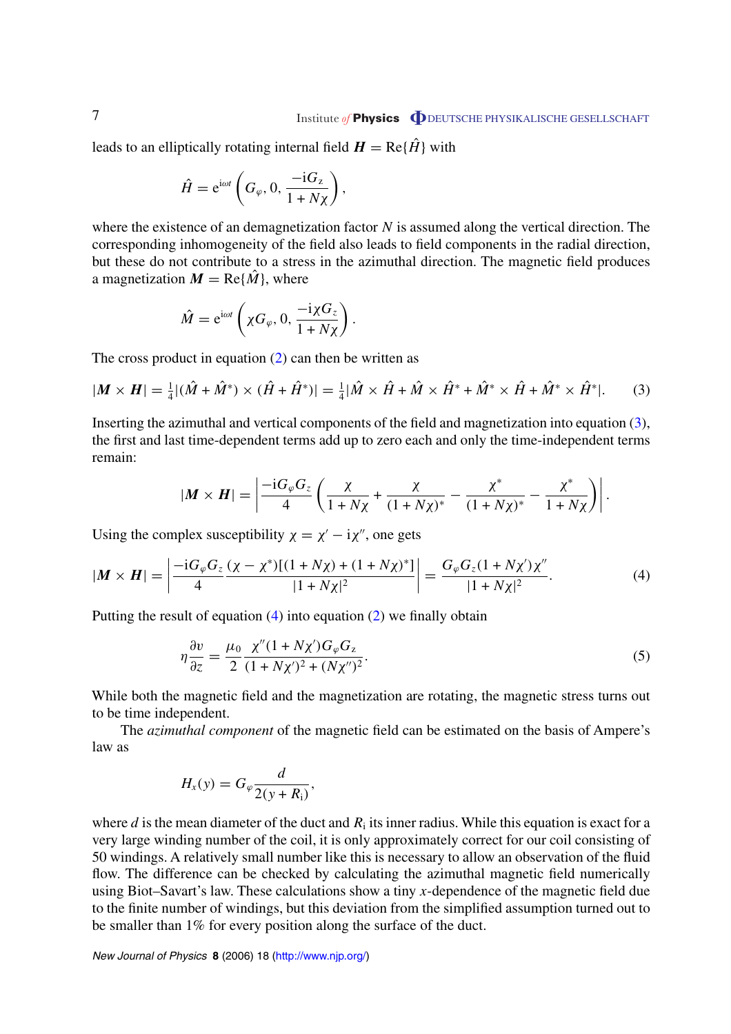leads to an elliptically rotating internal field $\boldsymbol{H} = \mathrm{Re}\{\hat{H}\}$ with

$$\hat{H} = \mathrm{e}^{\mathrm{i}\omega t}\left(G_\varphi, 0, \frac{-\mathrm{i}G_z}{1+N\chi}\right),$$

where the existence of an demagnetization factor $N$ is assumed along the vertical direction. The corresponding inhomogeneity of the field also leads to field components in the radial direction, but these do not contribute to a stress in the azimuthal direction. The magnetic field produces a magnetization $\boldsymbol{M} = \mathrm{Re}\{\hat{M}\}$, where

$$\hat{M} = \mathrm{e}^{\mathrm{i}\omega t}\left(\chi G_\varphi, 0, \frac{-\mathrm{i}\chi G_z}{1+N\chi}\right).$$

The cross product in equation (2) can then be written as

$$|\boldsymbol{M}\times\boldsymbol{H}| = \tfrac{1}{4}|(\hat{M}+\hat{M}^*)\times(\hat{H}+\hat{H}^*)| = \tfrac{1}{4}|\hat{M}\times\hat{H} + \hat{M}\times\hat{H}^* + \hat{M}^*\times\hat{H} + \hat{M}^*\times\hat{H}^*|. \tag{3}$$

Inserting the azimuthal and vertical components of the field and magnetization into equation (3), the first and last time-dependent terms add up to zero each and only the time-independent terms remain:

$$|\boldsymbol{M}\times\boldsymbol{H}| = \left|\frac{-\mathrm{i}G_\varphi G_z}{4}\left(\frac{\chi}{1+N\chi} + \frac{\chi}{(1+N\chi)^*} - \frac{\chi^*}{(1+N\chi)^*} - \frac{\chi^*}{1+N\chi}\right)\right|.$$

Using the complex susceptibility $\chi = \chi' - \mathrm{i}\chi''$, one gets

$$|\boldsymbol{M}\times\boldsymbol{H}| = \left|\frac{-\mathrm{i}G_\varphi G_z}{4}\frac{(\chi-\chi^*)[(1+N\chi)+(1+N\chi)^*]}{|1+N\chi|^2}\right| = \frac{G_\varphi G_z(1+N\chi')\chi''}{|1+N\chi|^2}. \tag{4}$$

Putting the result of equation (4) into equation (2) we finally obtain

$$\eta\frac{\partial v}{\partial z} = \frac{\mu_0}{2}\frac{\chi''(1+N\chi')G_\varphi G_z}{(1+N\chi')^2+(N\chi'')^2}. \tag{5}$$

While both the magnetic field and the magnetization are rotating, the magnetic stress turns out to be time independent.

The *azimuthal component* of the magnetic field can be estimated on the basis of Ampere's law as

$$H_x(y) = G_\varphi\frac{d}{2(y+R_\mathrm{i})},$$

where $d$ is the mean diameter of the duct and $R_\mathrm{i}$ its inner radius. While this equation is exact for a very large winding number of the coil, it is only approximately correct for our coil consisting of 50 windings. A relatively small number like this is necessary to allow an observation of the fluid flow. The difference can be checked by calculating the azimuthal magnetic field numerically using Biot–Savart's law. These calculations show a tiny $x$-dependence of the magnetic field due to the finite number of windings, but this deviation from the simplified assumption turned out to be smaller than 1% for every position along the surface of the duct.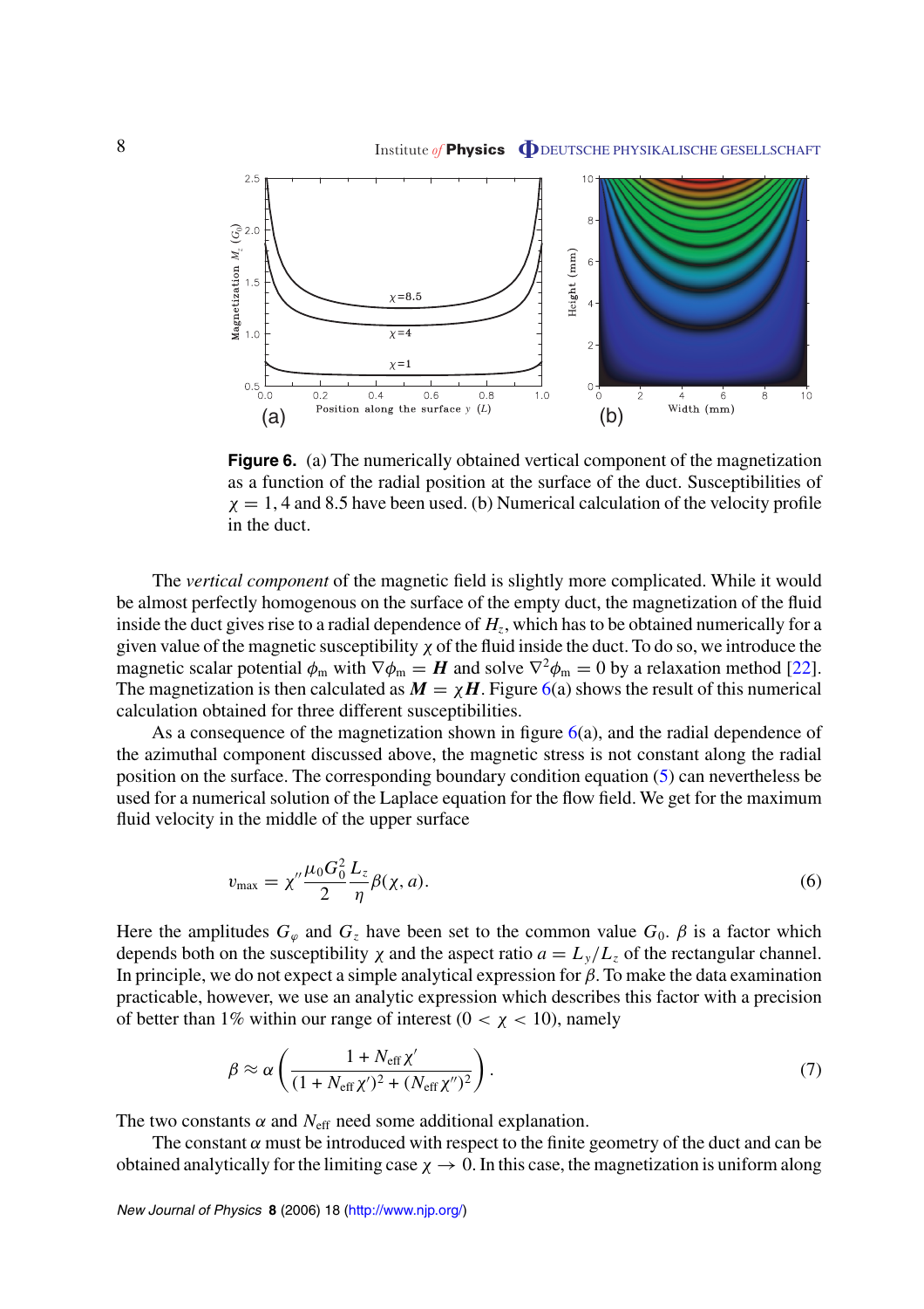**Figure 6.** (a) The numerically obtained vertical component of the magnetization as a function of the radial position at the surface of the duct. Susceptibilities of $\chi = 1$, 4 and 8.5 have been used. (b) Numerical calculation of the velocity profile in the duct.

The *vertical component* of the magnetic field is slightly more complicated. While it would be almost perfectly homogenous on the surface of the empty duct, the magnetization of the fluid inside the duct gives rise to a radial dependence of $H_z$, which has to be obtained numerically for a given value of the magnetic susceptibility $\chi$ of the fluid inside the duct. To do so, we introduce the magnetic scalar potential $\phi_m$ with $\nabla\phi_m = \boldsymbol{H}$ and solve $\nabla^2\phi_m = 0$ by a relaxation method [22]. The magnetization is then calculated as $\boldsymbol{M} = \chi\boldsymbol{H}$. Figure 6(a) shows the result of this numerical calculation obtained for three different susceptibilities.

As a consequence of the magnetization shown in figure 6(a), and the radial dependence of the azimuthal component discussed above, the magnetic stress is not constant along the radial position on the surface. The corresponding boundary condition equation (5) can nevertheless be used for a numerical solution of the Laplace equation for the flow field. We get for the maximum fluid velocity in the middle of the upper surface

$$v_{\max} = \chi'' \frac{\mu_0 G_0^2}{2} \frac{L_z}{\eta} \beta(\chi, a). \tag{6}$$

Here the amplitudes $G_\varphi$ and $G_z$ have been set to the common value $G_0$. $\beta$ is a factor which depends both on the susceptibility $\chi$ and the aspect ratio $a = L_y/L_z$ of the rectangular channel. In principle, we do not expect a simple analytical expression for $\beta$. To make the data examination practicable, however, we use an analytic expression which describes this factor with a precision of better than 1% within our range of interest ($0 < \chi < 10$), namely

$$\beta \approx \alpha \left( \frac{1 + N_{\text{eff}}\chi'}{(1 + N_{\text{eff}}\chi')^2 + (N_{\text{eff}}\chi'')^2} \right). \tag{7}$$

The two constants $\alpha$ and $N_{\text{eff}}$ need some additional explanation.

The constant $\alpha$ must be introduced with respect to the finite geometry of the duct and can be obtained analytically for the limiting case $\chi \to 0$. In this case, the magnetization is uniform along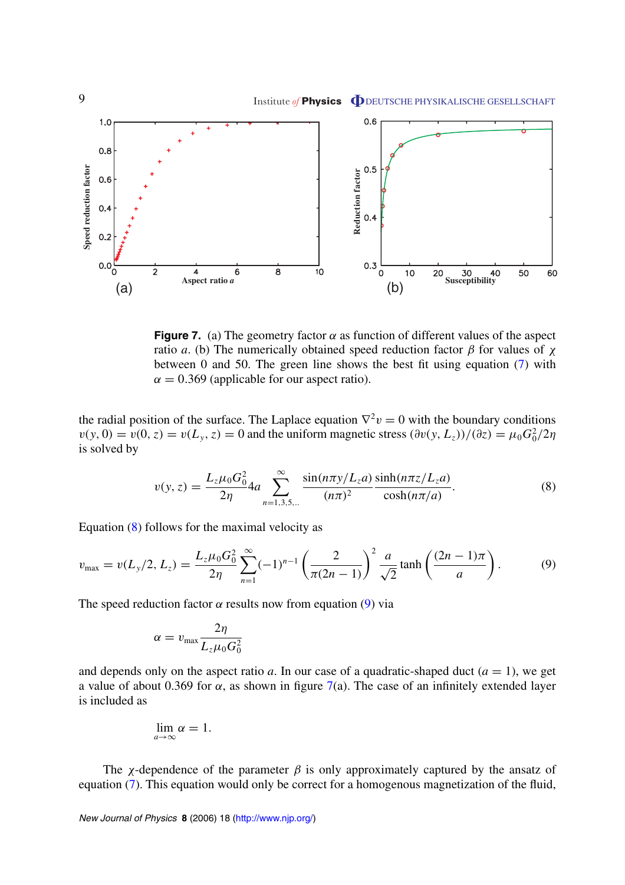**Figure 7.** (a) The geometry factor $\alpha$ as function of different values of the aspect ratio $a$. (b) The numerically obtained speed reduction factor $\beta$ for values of $\chi$ between 0 and 50. The green line shows the best fit using equation (7) with $\alpha = 0.369$ (applicable for our aspect ratio).

the radial position of the surface. The Laplace equation $\nabla^2 v = 0$ with the boundary conditions $v(y, 0) = v(0, z) = v(L_y, z) = 0$ and the uniform magnetic stress $(\partial v(y, L_z))/(\partial z) = \mu_0 G_0^2/2\eta$ is solved by

$$v(y, z) = \frac{L_z \mu_0 G_0^2}{2\eta} 4a \sum_{n=1,3,5,..}^{\infty} \frac{\sin(n\pi y/L_z a)}{(n\pi)^2} \frac{\sinh(n\pi z/L_z a)}{\cosh(n\pi/a)}. \tag{8}$$

Equation (8) follows for the maximal velocity as

$$v_{\max} = v(L_y/2, L_z) = \frac{L_z \mu_0 G_0^2}{2\eta} \sum_{n=1}^{\infty} (-1)^{n-1} \left( \frac{2}{\pi(2n-1)} \right)^2 \frac{a}{\sqrt{2}} \tanh\left( \frac{(2n-1)\pi}{a} \right). \tag{9}$$

The speed reduction factor $\alpha$ results now from equation (9) via

$$\alpha = v_{\max} \frac{2\eta}{L_z \mu_0 G_0^2}$$

and depends only on the aspect ratio $a$. In our case of a quadratic-shaped duct ($a = 1$), we get a value of about 0.369 for $\alpha$, as shown in figure 7(a). The case of an infinitely extended layer is included as

$$\lim_{a \to \infty} \alpha = 1.$$

The $\chi$-dependence of the parameter $\beta$ is only approximately captured by the ansatz of equation (7). This equation would only be correct for a homogenous magnetization of the fluid,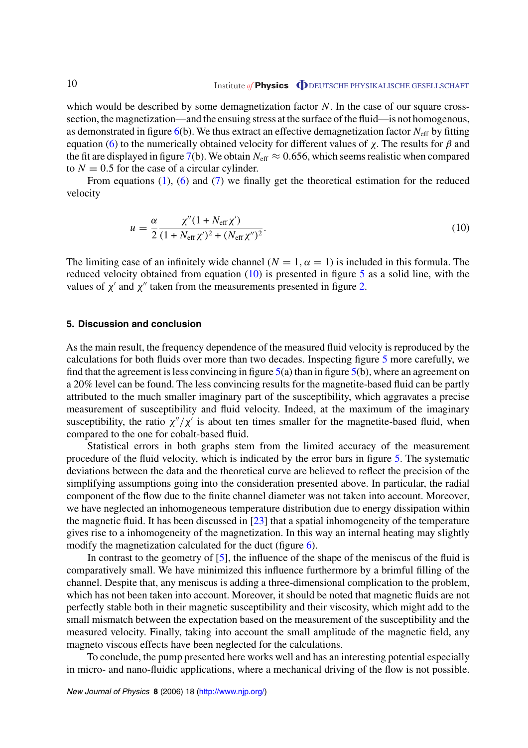which would be described by some demagnetization factor $N$. In the case of our square cross-section, the magnetization—and the ensuing stress at the surface of the fluid—is not homogenous, as demonstrated in figure 6(b). We thus extract an effective demagnetization factor $N_{\text{eff}}$ by fitting equation (6) to the numerically obtained velocity for different values of $\chi$. The results for $\beta$ and the fit are displayed in figure 7(b). We obtain $N_{\text{eff}} \approx 0.656$, which seems realistic when compared to $N = 0.5$ for the case of a circular cylinder.

From equations (1), (6) and (7) we finally get the theoretical estimation for the reduced velocity

$$u = \frac{\alpha}{2} \frac{\chi''(1 + N_{\text{eff}}\chi')}{(1 + N_{\text{eff}}\chi')^2 + (N_{\text{eff}}\chi'')^2}. \tag{10}$$

The limiting case of an infinitely wide channel ($N = 1, \alpha = 1$) is included in this formula. The reduced velocity obtained from equation (10) is presented in figure 5 as a solid line, with the values of $\chi'$ and $\chi''$ taken from the measurements presented in figure 2.

## 5. Discussion and conclusion

As the main result, the frequency dependence of the measured fluid velocity is reproduced by the calculations for both fluids over more than two decades. Inspecting figure 5 more carefully, we find that the agreement is less convincing in figure 5(a) than in figure 5(b), where an agreement on a 20% level can be found. The less convincing results for the magnetite-based fluid can be partly attributed to the much smaller imaginary part of the susceptibility, which aggravates a precise measurement of susceptibility and fluid velocity. Indeed, at the maximum of the imaginary susceptibility, the ratio $\chi''/\chi'$ is about ten times smaller for the magnetite-based fluid, when compared to the one for cobalt-based fluid.

Statistical errors in both graphs stem from the limited accuracy of the measurement procedure of the fluid velocity, which is indicated by the error bars in figure 5. The systematic deviations between the data and the theoretical curve are believed to reflect the precision of the simplifying assumptions going into the consideration presented above. In particular, the radial component of the flow due to the finite channel diameter was not taken into account. Moreover, we have neglected an inhomogeneous temperature distribution due to energy dissipation within the magnetic fluid. It has been discussed in [23] that a spatial inhomogeneity of the temperature gives rise to a inhomogeneity of the magnetization. In this way an internal heating may slightly modify the magnetization calculated for the duct (figure 6).

In contrast to the geometry of [5], the influence of the shape of the meniscus of the fluid is comparatively small. We have minimized this influence furthermore by a brimful filling of the channel. Despite that, any meniscus is adding a three-dimensional complication to the problem, which has not been taken into account. Moreover, it should be noted that magnetic fluids are not perfectly stable both in their magnetic susceptibility and their viscosity, which might add to the small mismatch between the expectation based on the measurement of the susceptibility and the measured velocity. Finally, taking into account the small amplitude of the magnetic field, any magneto viscous effects have been neglected for the calculations.

To conclude, the pump presented here works well and has an interesting potential especially in micro- and nano-fluidic applications, where a mechanical driving of the flow is not possible.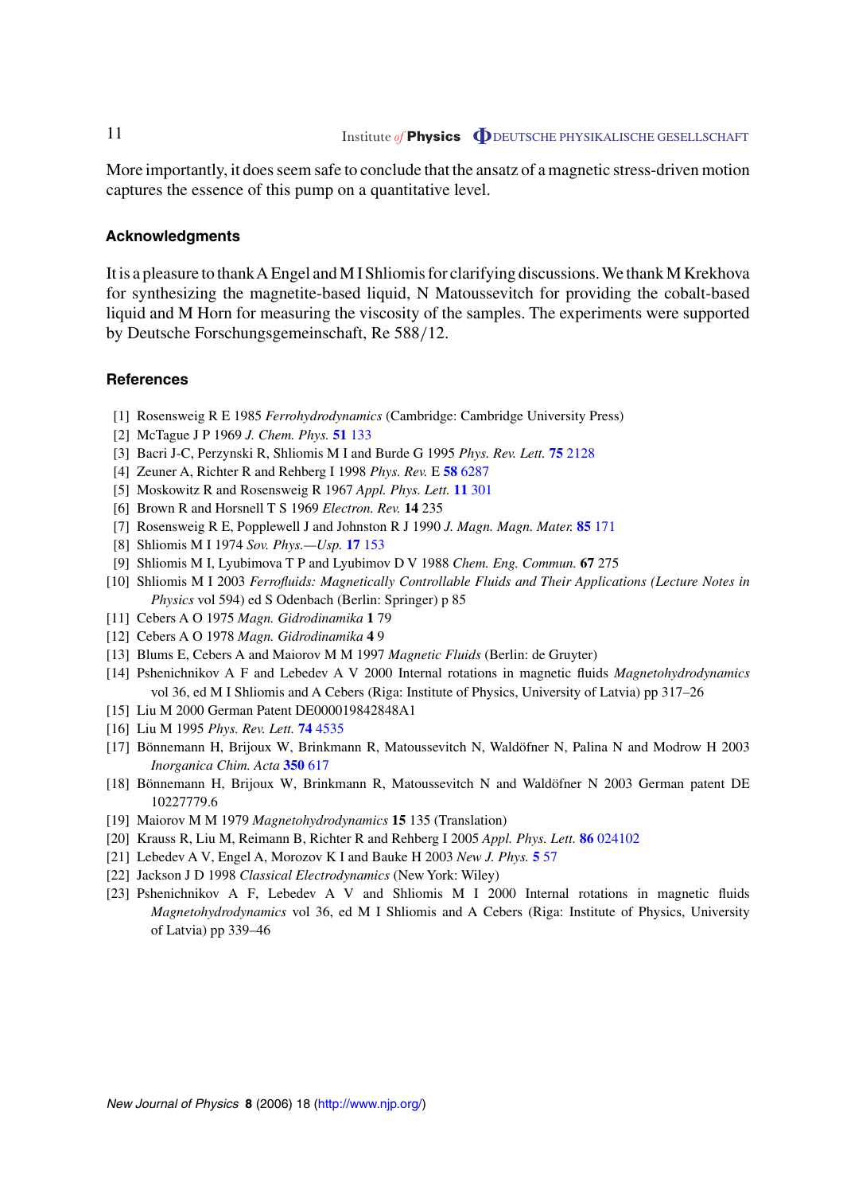More importantly, it does seem safe to conclude that the ansatz of a magnetic stress-driven motion captures the essence of this pump on a quantitative level.

## Acknowledgments

It is a pleasure to thank A Engel and M I Shliomis for clarifying discussions. We thank M Krekhova for synthesizing the magnetite-based liquid, N Matoussevitch for providing the cobalt-based liquid and M Horn for measuring the viscosity of the samples. The experiments were supported by Deutsche Forschungsgemeinschaft, Re 588/12.

## References

[1] Rosensweig R E 1985 *Ferrohydrodynamics* (Cambridge: Cambridge University Press)

[2] McTague J P 1969 *J. Chem. Phys.* **51** 133

[3] Bacri J-C, Perzynski R, Shliomis M I and Burde G 1995 *Phys. Rev. Lett.* **75** 2128

[4] Zeuner A, Richter R and Rehberg I 1998 *Phys. Rev.* E **58** 6287

[5] Moskowitz R and Rosensweig R 1967 *Appl. Phys. Lett.* **11** 301

[6] Brown R and Horsnell T S 1969 *Electron. Rev.* **14** 235

[7] Rosensweig R E, Popplewell J and Johnston R J 1990 *J. Magn. Magn. Mater.* **85** 171

[8] Shliomis M I 1974 *Sov. Phys.—Usp.* **17** 153

[9] Shliomis M I, Lyubimova T P and Lyubimov D V 1988 *Chem. Eng. Commun.* **67** 275

[10] Shliomis M I 2003 *Ferrofluids: Magnetically Controllable Fluids and Their Applications (Lecture Notes in Physics* vol 594) ed S Odenbach (Berlin: Springer) p 85

[11] Cebers A O 1975 *Magn. Gidrodinamika* **1** 79

[12] Cebers A O 1978 *Magn. Gidrodinamika* **4** 9

[13] Blums E, Cebers A and Maiorov M M 1997 *Magnetic Fluids* (Berlin: de Gruyter)

[14] Pshenichnikov A F and Lebedev A V 2000 Internal rotations in magnetic fluids *Magnetohydrodynamics* vol 36, ed M I Shliomis and A Cebers (Riga: Institute of Physics, University of Latvia) pp 317–26

[15] Liu M 2000 German Patent DE000019842848A1

[16] Liu M 1995 *Phys. Rev. Lett.* **74** 4535

[17] Bönnemann H, Brijoux W, Brinkmann R, Matoussevitch N, Waldöfner N, Palina N and Modrow H 2003 *Inorganica Chim. Acta* **350** 617

[18] Bönnemann H, Brijoux W, Brinkmann R, Matoussevitch N and Waldöfner N 2003 German patent DE 10227779.6

[19] Maiorov M M 1979 *Magnetohydrodynamics* **15** 135 (Translation)

[20] Krauss R, Liu M, Reimann B, Richter R and Rehberg I 2005 *Appl. Phys. Lett.* **86** 024102

[21] Lebedev A V, Engel A, Morozov K I and Bauke H 2003 *New J. Phys.* **5** 57

[22] Jackson J D 1998 *Classical Electrodynamics* (New York: Wiley)

[23] Pshenichnikov A F, Lebedev A V and Shliomis M I 2000 Internal rotations in magnetic fluids *Magnetohydrodynamics* vol 36, ed M I Shliomis and A Cebers (Riga: Institute of Physics, University of Latvia) pp 339–46